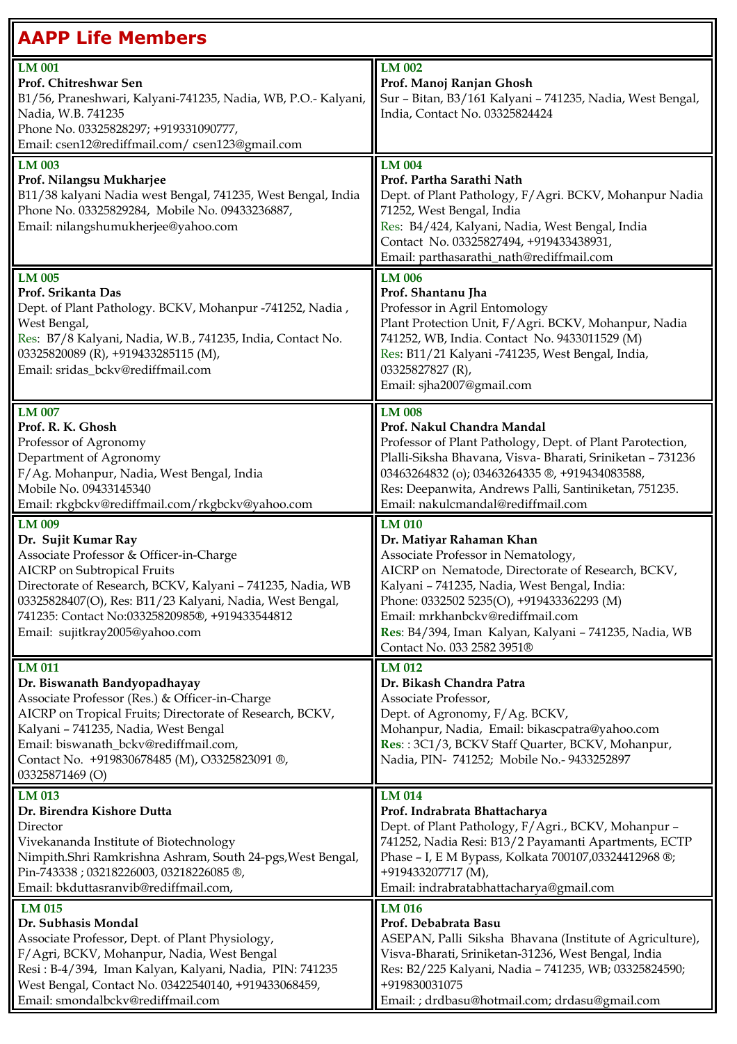# AAPP Life Members

**LM 001**
**Prof. Chitreshwar Sen**
B1/56, Praneshwari, Kalyani-741235, Nadia, WB, P.O.- Kalyani, Nadia, W.B. 741235
Phone No. 03325828297; +919331090777,
Email: csen12@rediffmail.com/ csen123@gmail.com

**LM 002**
**Prof. Manoj Ranjan Ghosh**
Sur – Bitan, B3/161 Kalyani – 741235, Nadia, West Bengal, India, Contact No. 03325824424

**LM 003**
**Prof. Nilangsu Mukharjee**
B11/38 kalyani Nadia west Bengal, 741235, West Bengal, India
Phone No. 03325829284, Mobile No. 09433236887,
Email: nilangshumukherjee@yahoo.com

**LM 004**
**Prof. Partha Sarathi Nath**
Dept. of Plant Pathology, F/Agri. BCKV, Mohanpur Nadia 71252, West Bengal, India
Res: B4/424, Kalyani, Nadia, West Bengal, India
Contact No. 03325827494, +919433438931,
Email: parthasarathi_nath@rediffmail.com

**LM 005**
**Prof. Srikanta Das**
Dept. of Plant Pathology. BCKV, Mohanpur -741252, Nadia , West Bengal,
Res: B7/8 Kalyani, Nadia, W.B., 741235, India, Contact No. 03325820089 (R), +919433285115 (M),
Email: sridas_bckv@rediffmail.com

**LM 006**
**Prof. Shantanu Jha**
Professor in Agril Entomology
Plant Protection Unit, F/Agri. BCKV, Mohanpur, Nadia 741252, WB, India. Contact No. 9433011529 (M)
Res: B11/21 Kalyani -741235, West Bengal, India, 03325827827 (R),
Email: sjha2007@gmail.com

**LM 007**
**Prof. R. K. Ghosh**
Professor of Agronomy
Department of Agronomy
F/Ag. Mohanpur, Nadia, West Bengal, India
Mobile No. 09433145340
Email: rkgbckv@rediffmail.com/rkgbckv@yahoo.com

**LM 008**
**Prof. Nakul Chandra Mandal**
Professor of Plant Pathology, Dept. of Plant Parotection, Plalli-Siksha Bhavana, Visva- Bharati, Sriniketan – 731236
03463264832 (o); 03463264335 ®, +919434083588,
Res: Deepanwita, Andrews Palli, Santiniketan, 751235.
Email: nakulcmandal@rediffmail.com

**LM 009**
**Dr. Sujit Kumar Ray**
Associate Professor & Officer-in-Charge
AICRP on Subtropical Fruits
Directorate of Research, BCKV, Kalyani – 741235, Nadia, WB
03325828407(O), Res: B11/23 Kalyani, Nadia, West Bengal, 741235: Contact No:03325820985®, +919433544812
Email: sujitkray2005@yahoo.com

**LM 010**
**Dr. Matiyar Rahaman Khan**
Associate Professor in Nematology,
AICRP on Nematode, Directorate of Research, BCKV, Kalyani – 741235, Nadia, West Bengal, India:
Phone: 0332502 5235(O), +919433362293 (M)
Email: mrkhanbckv@rediffmail.com
**Res**: B4/394, Iman Kalyan, Kalyani – 741235, Nadia, WB
Contact No. 033 2582 3951®

**LM 011**
**Dr. Biswanath Bandyopadhayay**
Associate Professor (Res.) & Officer-in-Charge
AICRP on Tropical Fruits; Directorate of Research, BCKV, Kalyani – 741235, Nadia, West Bengal
Email: biswanath_bckv@rediffmail.com,
Contact No. +919830678485 (M), O3325823091 ®, 03325871469 (O)

**LM 012**
**Dr. Bikash Chandra Patra**
Associate Professor,
Dept. of Agronomy, F/Ag. BCKV,
Mohanpur, Nadia, Email: bikascpatra@yahoo.com
**Res**: : 3C1/3, BCKV Staff Quarter, BCKV, Mohanpur, Nadia, PIN- 741252; Mobile No.- 9433252897

**LM 013**
**Dr. Birendra Kishore Dutta**
Director
Vivekananda Institute of Biotechnology
Nimpith.Shri Ramkrishna Ashram, South 24-pgs,West Bengal, Pin-743338 ; 03218226003, 03218226085 ®,
Email: bkduttasranvib@rediffmail.com,

**LM 014**
**Prof. Indrabrata Bhattacharya**
Dept. of Plant Pathology, F/Agri., BCKV, Mohanpur – 741252, Nadia Resi: B13/2 Payamanti Apartments, ECTP Phase – I, E M Bypass, Kolkata 700107,03324412968 ®; +919433207717 (M),
Email: indrabratabhattacharya@gmail.com

**LM 015**
**Dr. Subhasis Mondal**
Associate Professor, Dept. of Plant Physiology,
F/Agri, BCKV, Mohanpur, Nadia, West Bengal
Resi : B-4/394, Iman Kalyan, Kalyani, Nadia, PIN: 741235
West Bengal, Contact No. 03422540140, +919433068459,
Email: smondalbckv@rediffmail.com

**LM 016**
**Prof. Debabrata Basu**
ASEPAN, Palli Siksha Bhavana (Institute of Agriculture), Visva-Bharati, Sriniketan-31236, West Bengal, India
Res: B2/225 Kalyani, Nadia – 741235, WB; 03325824590; +919830031075
Email: ; drdbasu@hotmail.com; drdasu@gmail.com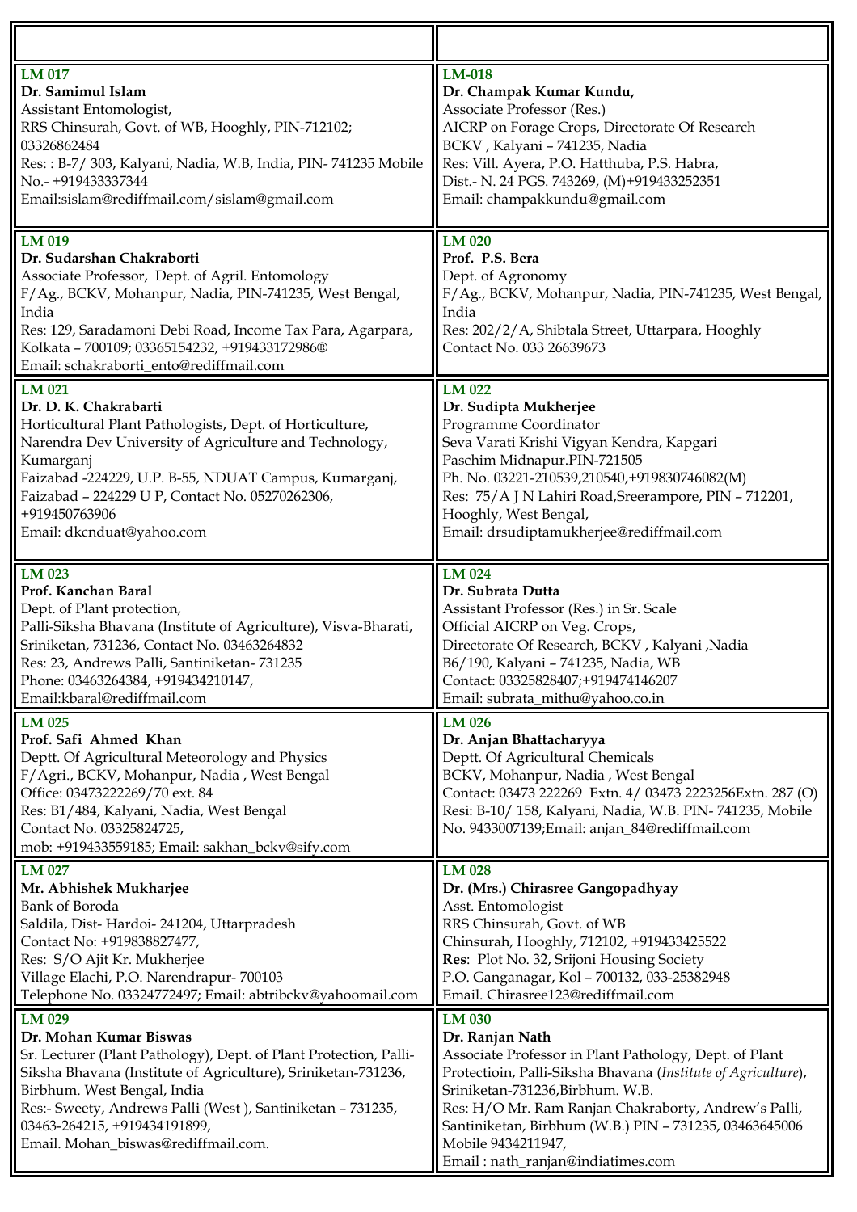**LM 017**
**Dr. Samimul Islam**
Assistant Entomologist,
RRS Chinsurah, Govt. of WB, Hooghly, PIN-712102; 03326862484
Res: : B-7/ 303, Kalyani, Nadia, W.B, India, PIN- 741235 Mobile No.- +919433337344
Email:sislam@rediffmail.com/sislam@gmail.com

**LM-018**
**Dr. Champak Kumar Kundu,**
Associate Professor (Res.)
AICRP on Forage Crops, Directorate Of Research
BCKV , Kalyani – 741235, Nadia
Res: Vill. Ayera, P.O. Hatthuba, P.S. Habra,
Dist.- N. 24 PGS. 743269, (M)+919433252351
Email: champakkundu@gmail.com

**LM 019**
**Dr. Sudarshan Chakraborti**
Associate Professor, Dept. of Agril. Entomology
F/Ag., BCKV, Mohanpur, Nadia, PIN-741235, West Bengal, India
Res: 129, Saradamoni Debi Road, Income Tax Para, Agarpara, Kolkata – 700109; 03365154232, +919433172986®
Email: schakraborti_ento@rediffmail.com

**LM 020**
**Prof. P.S. Bera**
Dept. of Agronomy
F/Ag., BCKV, Mohanpur, Nadia, PIN-741235, West Bengal, India
Res: 202/2/A, Shibtala Street, Uttarpara, Hooghly
Contact No. 033 26639673

**LM 021**
**Dr. D. K. Chakrabarti**
Horticultural Plant Pathologists, Dept. of Horticulture, Narendra Dev University of Agriculture and Technology, Kumarganj
Faizabad -224229, U.P. B-55, NDUAT Campus, Kumarganj, Faizabad – 224229 U P, Contact No. 05270262306, +919450763906
Email: dkcnduat@yahoo.com

**LM 022**
**Dr. Sudipta Mukherjee**
Programme Coordinator
Seva Varati Krishi Vigyan Kendra, Kapgari
Paschim Midnapur.PIN-721505
Ph. No. 03221-210539,210540,+919830746082(M)
Res: 75/A J N Lahiri Road,Sreerampore, PIN – 712201, Hooghly, West Bengal,
Email: drsudiptamukherjee@rediffmail.com

**LM 023**
**Prof. Kanchan Baral**
Dept. of Plant protection,
Palli-Siksha Bhavana (Institute of Agriculture), Visva-Bharati, Sriniketan, 731236, Contact No. 03463264832
Res: 23, Andrews Palli, Santiniketan- 731235
Phone: 03463264384, +919434210147,
Email:kbaral@rediffmail.com

**LM 024**
**Dr. Subrata Dutta**
Assistant Professor (Res.) in Sr. Scale
Official AICRP on Veg. Crops,
Directorate Of Research, BCKV , Kalyani ,Nadia
B6/190, Kalyani – 741235, Nadia, WB
Contact: 03325828407;+919474146207
Email: subrata_mithu@yahoo.co.in

**LM 025**
**Prof. Safi Ahmed Khan**
Deptt. Of Agricultural Meteorology and Physics
F/Agri., BCKV, Mohanpur, Nadia , West Bengal
Office: 03473222269/70 ext. 84
Res: B1/484, Kalyani, Nadia, West Bengal
Contact No. 03325824725,
mob: +919433559185; Email: sakhan_bckv@sify.com

**LM 026**
**Dr. Anjan Bhattacharyya**
Deptt. Of Agricultural Chemicals
BCKV, Mohanpur, Nadia , West Bengal
Contact: 03473 222269 Extn. 4/ 03473 2223256Extn. 287 (O)
Resi: B-10/ 158, Kalyani, Nadia, W.B. PIN- 741235, Mobile No. 9433007139;Email: anjan_84@rediffmail.com

**LM 027**
**Mr. Abhishek Mukharjee**
Bank of Boroda
Saldila, Dist- Hardoi- 241204, Uttarpradesh
Contact No: +919838827477,
Res: S/O Ajit Kr. Mukherjee
Village Elachi, P.O. Narendrapur- 700103
Telephone No. 03324772497; Email: abtribckv@yahoomail.com

**LM 028**
**Dr. (Mrs.) Chirasree Gangopadhyay**
Asst. Entomologist
RRS Chinsurah, Govt. of WB
Chinsurah, Hooghly, 712102, +919433425522
**Res**: Plot No. 32, Srijoni Housing Society
P.O. Ganganagar, Kol – 700132, 033-25382948
Email. Chirasree123@rediffmail.com

**LM 029**
**Dr. Mohan Kumar Biswas**
Sr. Lecturer (Plant Pathology), Dept. of Plant Protection, Palli-Siksha Bhavana (Institute of Agriculture), Sriniketan-731236, Birbhum. West Bengal, India
Res:- Sweety, Andrews Palli (West ), Santiniketan – 731235, 03463-264215, +919434191899,
Email. Mohan_biswas@rediffmail.com.

**LM 030**
**Dr. Ranjan Nath**
Associate Professor in Plant Pathology, Dept. of Plant Protectioin, Palli-Siksha Bhavana (*Institute of Agriculture*), Sriniketan-731236,Birbhum. W.B.
Res: H/O Mr. Ram Ranjan Chakraborty, Andrew's Palli, Santiniketan, Birbhum (W.B.) PIN – 731235, 03463645006
Mobile 9434211947,
Email : nath_ranjan@indiatimes.com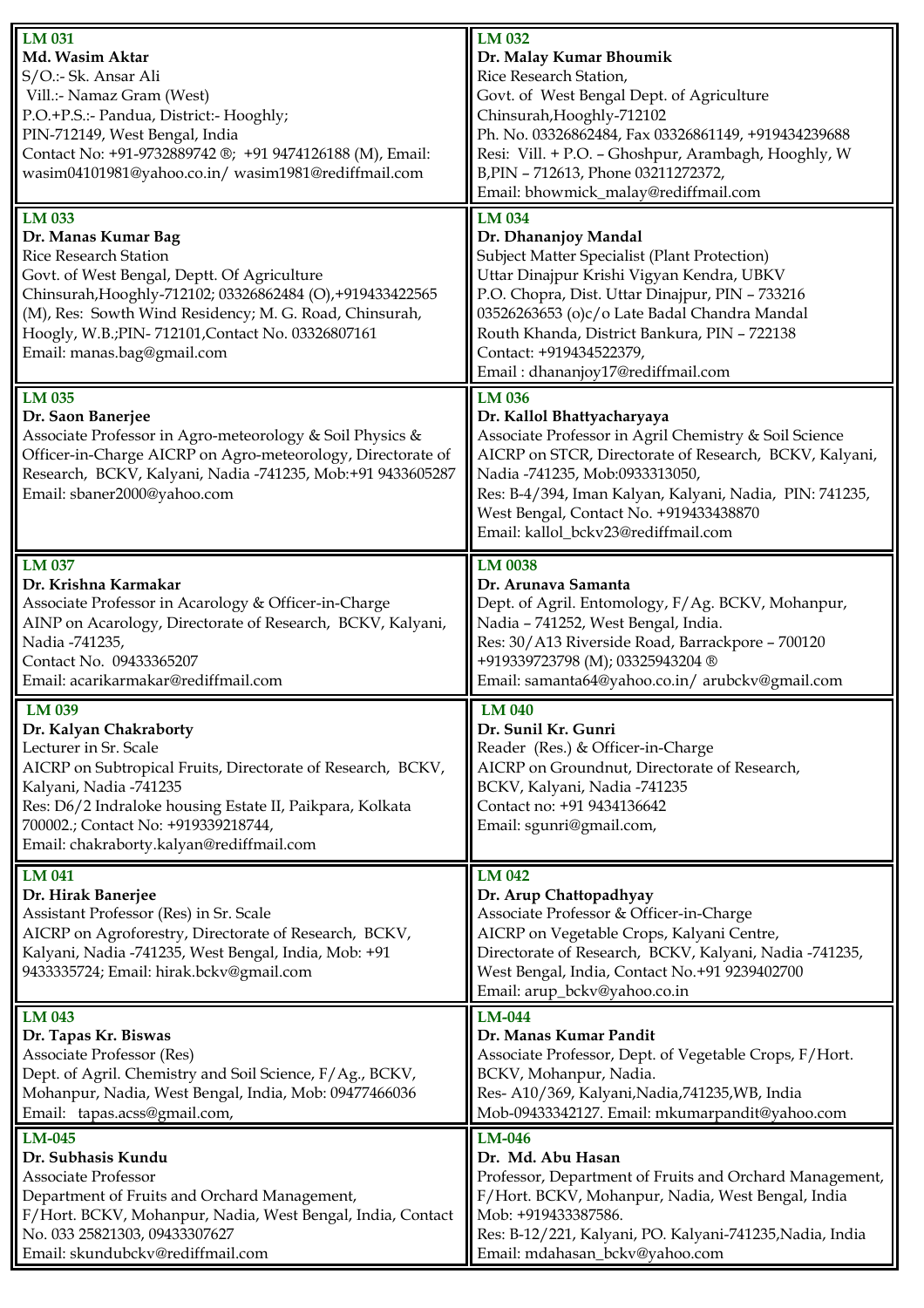**LM 031**
**Md. Wasim Aktar**
S/O.:- Sk. Ansar Ali
Vill.:- Namaz Gram (West)
P.O.+P.S.:- Pandua, District:- Hooghly;
PIN-712149, West Bengal, India
Contact No: +91-9732889742 ®; +91 9474126188 (M), Email: wasim04101981@yahoo.co.in/ wasim1981@rediffmail.com

**LM 032**
**Dr. Malay Kumar Bhoumik**
Rice Research Station,
Govt. of West Bengal Dept. of Agriculture
Chinsurah,Hooghly-712102
Ph. No. 03326862484, Fax 03326861149, +919434239688
Resi: Vill. + P.O. – Ghoshpur, Arambagh, Hooghly, W B,PIN – 712613, Phone 03211272372,
Email: bhowmick_malay@rediffmail.com

**LM 033**
**Dr. Manas Kumar Bag**
Rice Research Station
Govt. of West Bengal, Deptt. Of Agriculture
Chinsurah,Hooghly-712102; 03326862484 (O),+919433422565 (M), Res: Sowth Wind Residency; M. G. Road, Chinsurah, Hoogly, W.B.;PIN- 712101,Contact No. 03326807161
Email: manas.bag@gmail.com

**LM 034**
**Dr. Dhananjoy Mandal**
Subject Matter Specialist (Plant Protection)
Uttar Dinajpur Krishi Vigyan Kendra, UBKV
P.O. Chopra, Dist. Uttar Dinajpur, PIN – 733216
03526263653 (o)c/o Late Badal Chandra Mandal
Routh Khanda, District Bankura, PIN – 722138
Contact: +919434522379,
Email : dhananjoy17@rediffmail.com

**LM 035**
**Dr. Saon Banerjee**
Associate Professor in Agro-meteorology & Soil Physics & Officer-in-Charge AICRP on Agro-meteorology, Directorate of Research, BCKV, Kalyani, Nadia -741235, Mob:+91 9433605287
Email: sbaner2000@yahoo.com

**LM 036**
**Dr. Kallol Bhattyacharyaya**
Associate Professor in Agril Chemistry & Soil Science
AICRP on STCR, Directorate of Research, BCKV, Kalyani, Nadia -741235, Mob:0933313050,
Res: B-4/394, Iman Kalyan, Kalyani, Nadia, PIN: 741235, West Bengal, Contact No. +919433438870
Email: kallol_bckv23@rediffmail.com

**LM 037**
**Dr. Krishna Karmakar**
Associate Professor in Acarology & Officer-in-Charge
AINP on Acarology, Directorate of Research, BCKV, Kalyani, Nadia -741235,
Contact No. 09433365207
Email: acarikarmakar@rediffmail.com

**LM 0038**
**Dr. Arunava Samanta**
Dept. of Agril. Entomology, F/Ag. BCKV, Mohanpur, Nadia – 741252, West Bengal, India.
Res: 30/A13 Riverside Road, Barrackpore – 700120
+919339723798 (M); 03325943204 ®
Email: samanta64@yahoo.co.in/ arubckv@gmail.com

**LM 039**
**Dr. Kalyan Chakraborty**
Lecturer in Sr. Scale
AICRP on Subtropical Fruits, Directorate of Research, BCKV, Kalyani, Nadia -741235
Res: D6/2 Indraloke housing Estate II, Paikpara, Kolkata 700002.; Contact No: +919339218744,
Email: chakraborty.kalyan@rediffmail.com

**LM 040**
**Dr. Sunil Kr. Gunri**
Reader (Res.) & Officer-in-Charge
AICRP on Groundnut, Directorate of Research,
BCKV, Kalyani, Nadia -741235
Contact no: +91 9434136642
Email: sgunri@gmail.com,

**LM 041**
**Dr. Hirak Banerjee**
Assistant Professor (Res) in Sr. Scale
AICRP on Agroforestry, Directorate of Research, BCKV, Kalyani, Nadia -741235, West Bengal, India, Mob: +91 9433335724; Email: hirak.bckv@gmail.com

**LM 042**
**Dr. Arup Chattopadhyay**
Associate Professor & Officer-in-Charge
AICRP on Vegetable Crops, Kalyani Centre,
Directorate of Research, BCKV, Kalyani, Nadia -741235, West Bengal, India, Contact No.+91 9239402700
Email: arup_bckv@yahoo.co.in

**LM 043**
**Dr. Tapas Kr. Biswas**
Associate Professor (Res)
Dept. of Agril. Chemistry and Soil Science, F/Ag., BCKV, Mohanpur, Nadia, West Bengal, India, Mob: 09477466036
Email: tapas.acss@gmail.com,

**LM-044**
**Dr. Manas Kumar Pandit**
Associate Professor, Dept. of Vegetable Crops, F/Hort. BCKV, Mohanpur, Nadia.
Res- A10/369, Kalyani,Nadia,741235,WB, India
Mob-09433342127. Email: mkumarpandit@yahoo.com

**LM-045**
**Dr. Subhasis Kundu**
Associate Professor
Department of Fruits and Orchard Management,
F/Hort. BCKV, Mohanpur, Nadia, West Bengal, India, Contact No. 033 25821303, 09433307627
Email: skundubckv@rediffmail.com

**LM-046**
**Dr. Md. Abu Hasan**
Professor, Department of Fruits and Orchard Management, F/Hort. BCKV, Mohanpur, Nadia, West Bengal, India
Mob: +919433387586.
Res: B-12/221, Kalyani, PO. Kalyani-741235,Nadia, India
Email: mdahasan_bckv@yahoo.com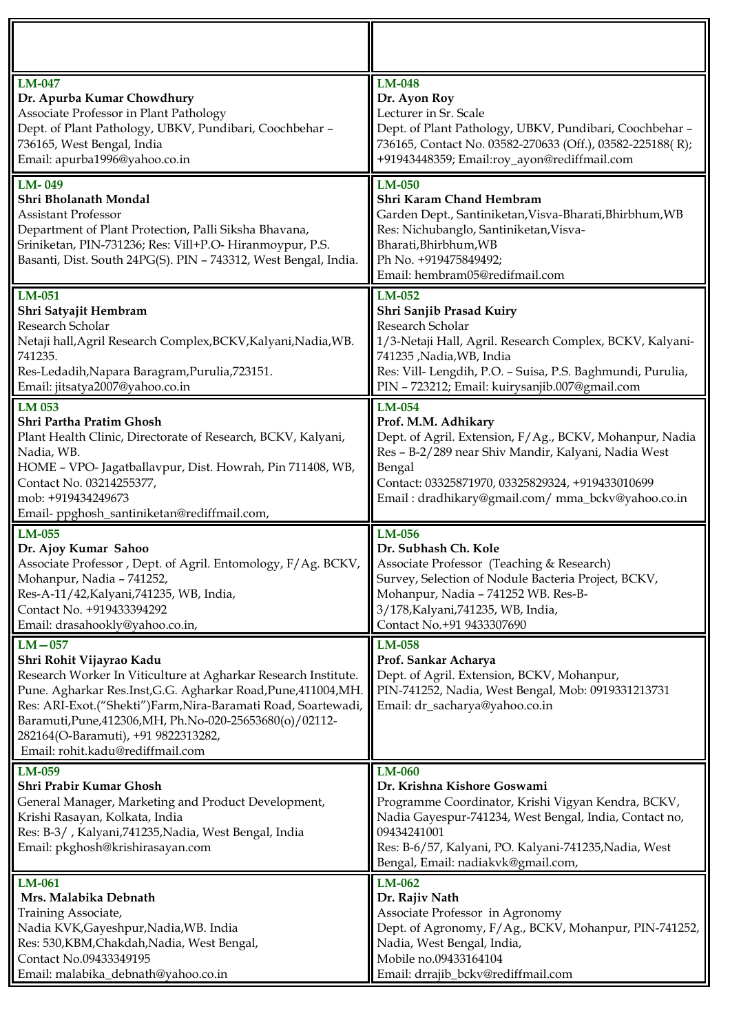| | |
|---|---|
| | |
| **LM-047**<br>**Dr. Apurba Kumar Chowdhury**<br>Associate Professor in Plant Pathology<br>Dept. of Plant Pathology, UBKV, Pundibari, Coochbehar – 736165, West Bengal, India<br>Email: apurba1996@yahoo.co.in | **LM-048**<br>**Dr. Ayon Roy**<br>Lecturer in Sr. Scale<br>Dept. of Plant Pathology, UBKV, Pundibari, Coochbehar – 736165, Contact No. 03582-270633 (Off.), 03582-225188( R); +91943448359; Email:roy_ayon@rediffmail.com |
| **LM- 049**<br>**Shri Bholanath Mondal**<br>Assistant Professor<br>Department of Plant Protection, Palli Siksha Bhavana, Sriniketan, PIN-731236; Res: Vill+P.O- Hiranmoypur, P.S. Basanti, Dist. South 24PG(S). PIN – 743312, West Bengal, India. | **LM-050**<br>**Shri Karam Chand Hembram**<br>Garden Dept., Santiniketan,Visva-Bharati,Bhirbhum,WB<br>Res: Nichubanglo, Santiniketan,Visva-Bharati,Bhirbhum,WB<br>Ph No. +919475849492;<br>Email: hembram05@redifmail.com |
| **LM-051**<br>**Shri Satyajit Hembram**<br>Research Scholar<br>Netaji hall,Agril Research Complex,BCKV,Kalyani,Nadia,WB. 741235.<br>Res-Ledadih,Napara Baragram,Purulia,723151.<br>Email: jitsatya2007@yahoo.co.in | **LM-052**<br>**Shri Sanjib Prasad Kuiry**<br>Research Scholar<br>1/3-Netaji Hall, Agril. Research Complex, BCKV, Kalyani-741235 ,Nadia,WB, India<br>Res: Vill- Lengdih, P.O. – Suisa, P.S. Baghmundi, Purulia, PIN – 723212; Email: kuirysanjib.007@gmail.com |
| **LM 053**<br>**Shri Partha Pratim Ghosh**<br>Plant Health Clinic, Directorate of Research, BCKV, Kalyani, Nadia, WB.<br>HOME – VPO- Jagatballavpur, Dist. Howrah, Pin 711408, WB,<br>Contact No. 03214255377,<br>mob: +919434249673<br>Email- ppghosh_santiniketan@rediffmail.com, | **LM-054**<br>**Prof. M.M. Adhikary**<br>Dept. of Agril. Extension, F/Ag., BCKV, Mohanpur, Nadia<br>Res – B-2/289 near Shiv Mandir, Kalyani, Nadia West Bengal<br>Contact: 03325871970, 03325829324, +919433010699<br>Email : dradhikary@gmail.com/ mma_bckv@yahoo.co.in |
| **LM-055**<br>**Dr. Ajoy Kumar Sahoo**<br>Associate Professor , Dept. of Agril. Entomology, F/Ag. BCKV, Mohanpur, Nadia – 741252,<br>Res-A-11/42,Kalyani,741235, WB, India,<br>Contact No. +919433394292<br>Email: drasahookly@yahoo.co.in, | **LM-056**<br>**Dr. Subhash Ch. Kole**<br>Associate Professor (Teaching & Research)<br>Survey, Selection of Nodule Bacteria Project, BCKV, Mohanpur, Nadia – 741252 WB. Res-B-3/178,Kalyani,741235, WB, India,<br>Contact No.+91 9433307690 |
| **LM—057**<br>**Shri Rohit Vijayrao Kadu**<br>Research Worker In Viticulture at Agharkar Research Institute. Pune. Agharkar Res.Inst,G.G. Agharkar Road,Pune,411004,MH. Res: ARI-Exot.("Shekti")Farm,Nira-Baramati Road, Soartewadi, Baramuti,Pune,412306,MH, Ph.No-020-25653680(o)/02112-282164(O-Baramuti), +91 9822313282,<br>Email: rohit.kadu@rediffmail.com | **LM-058**<br>**Prof. Sankar Acharya**<br>Dept. of Agril. Extension, BCKV, Mohanpur,<br>PIN-741252, Nadia, West Bengal, Mob: 0919331213731<br>Email: dr_sacharya@yahoo.co.in |
| **LM-059**<br>**Shri Prabir Kumar Ghosh**<br>General Manager, Marketing and Product Development, Krishi Rasayan, Kolkata, India<br>Res: B-3/ , Kalyani,741235,Nadia, West Bengal, India<br>Email: pkghosh@krishirasayan.com | **LM-060**<br>**Dr. Krishna Kishore Goswami**<br>Programme Coordinator, Krishi Vigyan Kendra, BCKV, Nadia Gayespur-741234, West Bengal, India, Contact no, 09434241001<br>Res: B-6/57, Kalyani, PO. Kalyani-741235,Nadia, West Bengal, Email: nadiakvk@gmail.com, |
| **LM-061**<br>**Mrs. Malabika Debnath**<br>Training Associate,<br>Nadia KVK,Gayeshpur,Nadia,WB. India<br>Res: 530,KBM,Chakdah,Nadia, West Bengal,<br>Contact No.09433349195<br>Email: malabika_debnath@yahoo.co.in | **LM-062**<br>**Dr. Rajiv Nath**<br>Associate Professor in Agronomy<br>Dept. of Agronomy, F/Ag., BCKV, Mohanpur, PIN-741252, Nadia, West Bengal, India,<br>Mobile no.09433164104<br>Email: drrajib_bckv@rediffmail.com |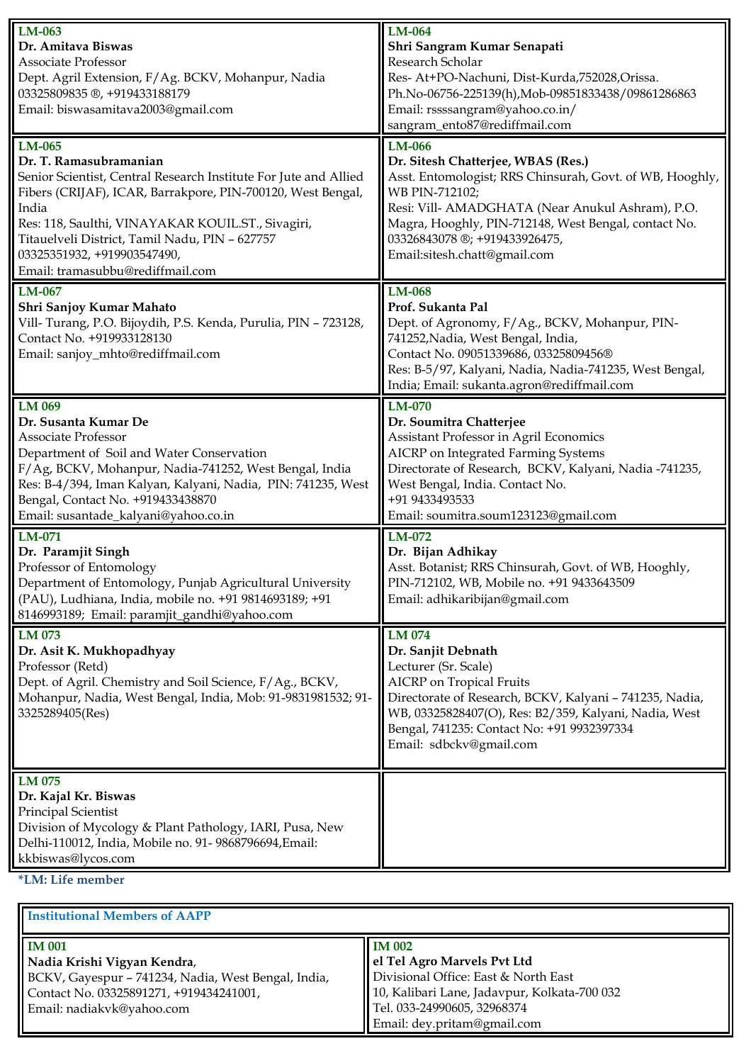**LM-063**
**Dr. Amitava Biswas**
Associate Professor
Dept. Agril Extension, F/Ag. BCKV, Mohanpur, Nadia
03325809835 ®, +919433188179
Email: biswasamitava2003@gmail.com

**LM-064**
**Shri Sangram Kumar Senapati**
Research Scholar
Res- At+PO-Nachuni, Dist-Kurda,752028,Orissa.
Ph.No-06756-225139(h),Mob-09851833438/09861286863
Email: rssssangram@yahoo.co.in/ sangram_ento87@rediffmail.com

**LM-065**
**Dr. T. Ramasubramanian**
Senior Scientist, Central Research Institute For Jute and Allied Fibers (CRIJAF), ICAR, Barrakpore, PIN-700120, West Bengal, India
Res: 118, Saulthi, VINAYAKAR KOUIL.ST., Sivagiri, Titauelveli District, Tamil Nadu, PIN – 627757
03325351932, +919903547490,
Email: tramasubbu@rediffmail.com

**LM-066**
**Dr. Sitesh Chatterjee, WBAS (Res.)**
Asst. Entomologist; RRS Chinsurah, Govt. of WB, Hooghly, WB PIN-712102;
Resi: Vill- AMADGHATA (Near Anukul Ashram), P.O. Magra, Hooghly, PIN-712148, West Bengal, contact No. 03326843078 ®; +919433926475,
Email:sitesh.chatt@gmail.com

**LM-067**
**Shri Sanjoy Kumar Mahato**
Vill- Turang, P.O. Bijoydih, P.S. Kenda, Purulia, PIN – 723128, Contact No. +919933128130
Email: sanjoy_mhto@rediffmail.com

**LM-068**
**Prof. Sukanta Pal**
Dept. of Agronomy, F/Ag., BCKV, Mohanpur, PIN-741252,Nadia, West Bengal, India,
Contact No. 09051339686, 03325809456®
Res: B-5/97, Kalyani, Nadia, Nadia-741235, West Bengal, India; Email: sukanta.agron@rediffmail.com

**LM 069**
**Dr. Susanta Kumar De**
Associate Professor
Department of Soil and Water Conservation
F/Ag, BCKV, Mohanpur, Nadia-741252, West Bengal, India
Res: B-4/394, Iman Kalyan, Kalyani, Nadia, PIN: 741235, West Bengal, Contact No. +919433438870
Email: susantade_kalyani@yahoo.co.in

**LM-070**
**Dr. Soumitra Chatterjee**
Assistant Professor in Agril Economics
AICRP on Integrated Farming Systems
Directorate of Research, BCKV, Kalyani, Nadia -741235, West Bengal, India. Contact No.
+91 9433493533
Email: soumitra.soum123123@gmail.com

**LM-071**
**Dr. Paramjit Singh**
Professor of Entomology
Department of Entomology, Punjab Agricultural University (PAU), Ludhiana, India, mobile no. +91 9814693189; +91 8146993189; Email: paramjit_gandhi@yahoo.com

**LM-072**
**Dr. Bijan Adhikay**
Asst. Botanist; RRS Chinsurah, Govt. of WB, Hooghly, PIN-712102, WB, Mobile no. +91 9433643509
Email: adhikaribijan@gmail.com

**LM 073**
**Dr. Asit K. Mukhopadhyay**
Professor (Retd)
Dept. of Agril. Chemistry and Soil Science, F/Ag., BCKV, Mohanpur, Nadia, West Bengal, India, Mob: 91-9831981532; 91-3325289405(Res)

**LM 074**
**Dr. Sanjit Debnath**
Lecturer (Sr. Scale)
AICRP on Tropical Fruits
Directorate of Research, BCKV, Kalyani – 741235, Nadia, WB, 03325828407(O), Res: B2/359, Kalyani, Nadia, West Bengal, 741235: Contact No: +91 9932397334
Email: sdbckv@gmail.com

**LM 075**
**Dr. Kajal Kr. Biswas**
Principal Scientist
Division of Mycology & Plant Pathology, IARI, Pusa, New Delhi-110012, India, Mobile no. 91- 9868796694,Email: kkbiswas@lycos.com

***LM: Life member**

## Institutional Members of AAPP

**IM 001**
**Nadia Krishi Vigyan Kendra**,
BCKV, Gayespur – 741234, Nadia, West Bengal, India,
Contact No. 03325891271, +919434241001,
Email: nadiakvk@yahoo.com

**IM 002**
**el Tel Agro Marvels Pvt Ltd**
Divisional Office: East & North East
10, Kalibari Lane, Jadavpur, Kolkata-700 032
Tel. 033-24990605, 32968374
Email: dey.pritam@gmail.com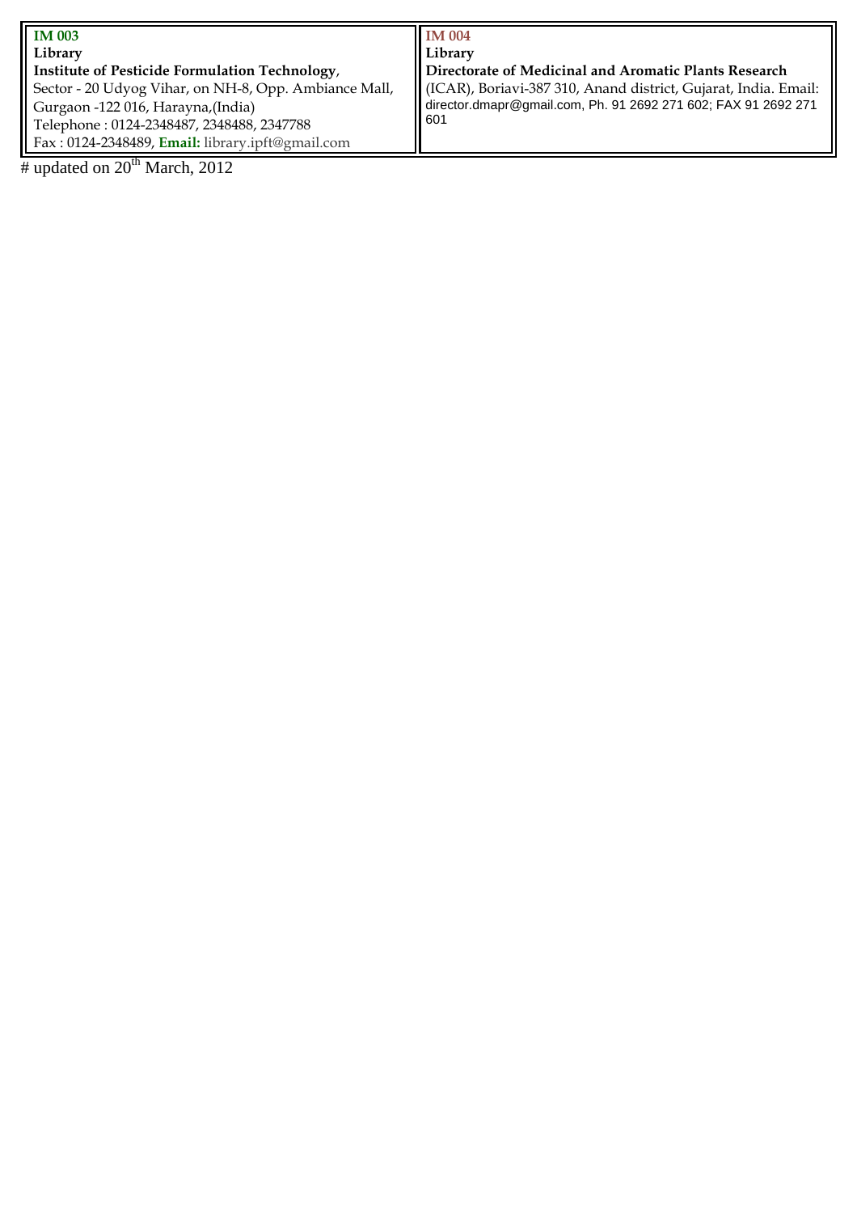| | |
|---|---|
| **IM 003**<br>**Library**<br>**Institute of Pesticide Formulation Technology**,<br>Sector - 20 Udyog Vihar, on NH-8, Opp. Ambiance Mall,<br>Gurgaon -122 016, Harayna,(India)<br>Telephone : 0124-2348487, 2348488, 2347788<br>Fax : 0124-2348489, **Email:** library.ipft@gmail.com | **IM 004**<br>**Library**<br>**Directorate of Medicinal and Aromatic Plants Research**<br>(ICAR), Boriavi-387 310, Anand district, Gujarat, India. Email: director.dmapr@gmail.com, Ph. 91 2692 271 602; FAX 91 2692 271 601 |

# updated on 20th March, 2012